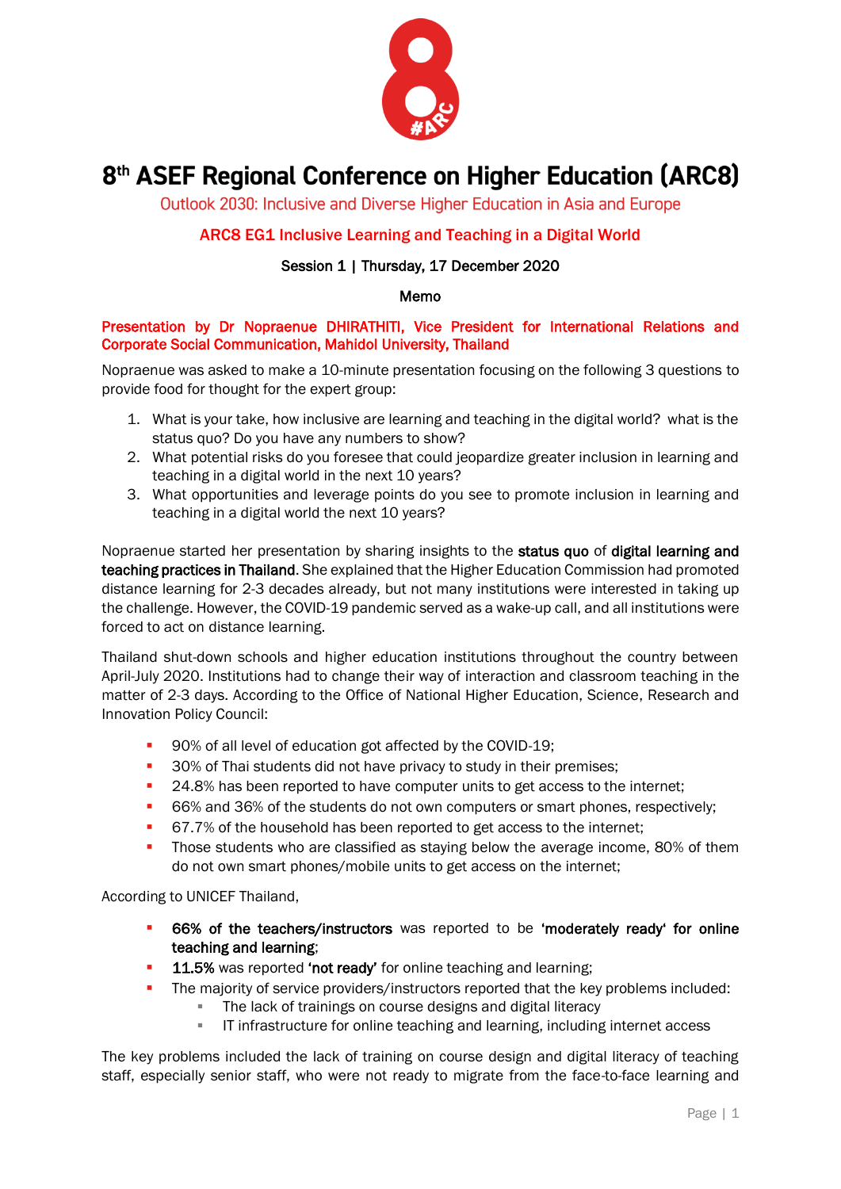# 8th ASEF Regional Conference on Higher Education (ARC8)

Outlook 2030: Inclusive and Diverse Higher Education in Asia and Europe

## ARC8 EG1 Inclusive Learning and Teaching in a Digital World

**Session 1 | Thursday, 17 December 2020**

**Memo**

### Presentation by Dr Nopraenue DHIRATHITI, Vice President for International Relations and Corporate Social Communication, Mahidol University, Thailand

Nopraenue was asked to make a 10-minute presentation focusing on the following 3 questions to provide food for thought for the expert group:

1. What is your take, how inclusive are learning and teaching in the digital world? what is the status quo? Do you have any numbers to show?
2. What potential risks do you foresee that could jeopardize greater inclusion in learning and teaching in a digital world in the next 10 years?
3. What opportunities and leverage points do you see to promote inclusion in learning and teaching in a digital world the next 10 years?

Nopraenue started her presentation by sharing insights to the **status quo** of **digital learning and teaching practices in Thailand**. She explained that the Higher Education Commission had promoted distance learning for 2-3 decades already, but not many institutions were interested in taking up the challenge. However, the COVID-19 pandemic served as a wake-up call, and all institutions were forced to act on distance learning.

Thailand shut-down schools and higher education institutions throughout the country between April-July 2020. Institutions had to change their way of interaction and classroom teaching in the matter of 2-3 days. According to the Office of National Higher Education, Science, Research and Innovation Policy Council:

- 90% of all level of education got affected by the COVID-19;
- 30% of Thai students did not have privacy to study in their premises;
- 24.8% has been reported to have computer units to get access to the internet;
- 66% and 36% of the students do not own computers or smart phones, respectively;
- 67.7% of the household has been reported to get access to the internet;
- Those students who are classified as staying below the average income, 80% of them do not own smart phones/mobile units to get access on the internet;

According to UNICEF Thailand,

- **66% of the teachers/instructors** was reported to be **'moderately ready' for online teaching and learning**;
- **11.5%** was reported **'not ready'** for online teaching and learning;
- The majority of service providers/instructors reported that the key problems included:
  - The lack of trainings on course designs and digital literacy
  - IT infrastructure for online teaching and learning, including internet access

The key problems included the lack of training on course design and digital literacy of teaching staff, especially senior staff, who were not ready to migrate from the face-to-face learning and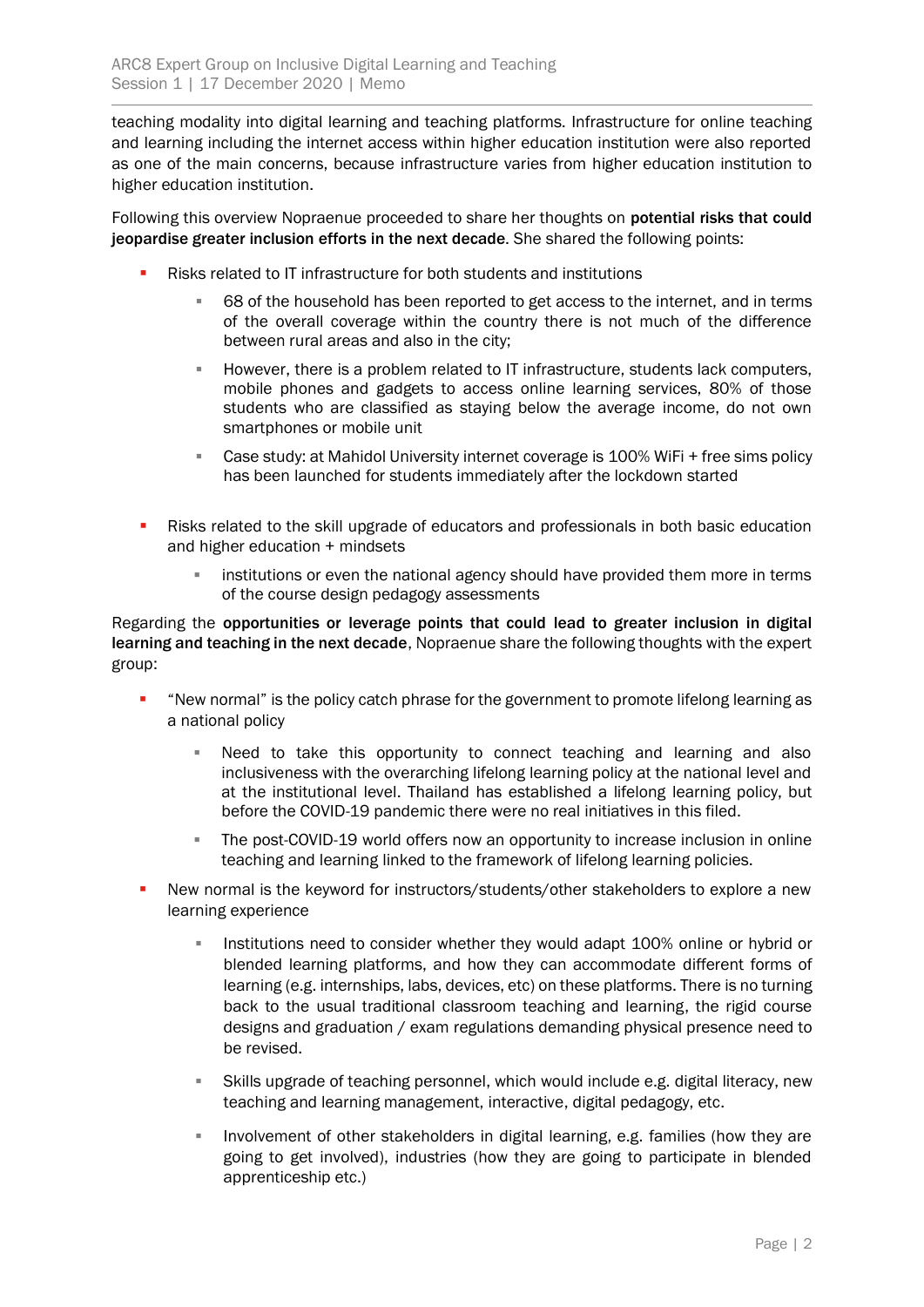teaching modality into digital learning and teaching platforms. Infrastructure for online teaching and learning including the internet access within higher education institution were also reported as one of the main concerns, because infrastructure varies from higher education institution to higher education institution.

Following this overview Nopraenue proceeded to share her thoughts on **potential risks that could jeopardise greater inclusion efforts in the next decade**. She shared the following points:

- Risks related to IT infrastructure for both students and institutions
  - 68 of the household has been reported to get access to the internet, and in terms of the overall coverage within the country there is not much of the difference between rural areas and also in the city;
  - However, there is a problem related to IT infrastructure, students lack computers, mobile phones and gadgets to access online learning services, 80% of those students who are classified as staying below the average income, do not own smartphones or mobile unit
  - Case study: at Mahidol University internet coverage is 100% WiFi + free sims policy has been launched for students immediately after the lockdown started

- Risks related to the skill upgrade of educators and professionals in both basic education and higher education + mindsets
  - institutions or even the national agency should have provided them more in terms of the course design pedagogy assessments

Regarding the **opportunities or leverage points that could lead to greater inclusion in digital learning and teaching in the next decade**, Nopraenue share the following thoughts with the expert group:

- "New normal" is the policy catch phrase for the government to promote lifelong learning as a national policy
  - Need to take this opportunity to connect teaching and learning and also inclusiveness with the overarching lifelong learning policy at the national level and at the institutional level. Thailand has established a lifelong learning policy, but before the COVID-19 pandemic there were no real initiatives in this filed.
  - The post-COVID-19 world offers now an opportunity to increase inclusion in online teaching and learning linked to the framework of lifelong learning policies.
- New normal is the keyword for instructors/students/other stakeholders to explore a new learning experience
  - Institutions need to consider whether they would adapt 100% online or hybrid or blended learning platforms, and how they can accommodate different forms of learning (e.g. internships, labs, devices, etc) on these platforms. There is no turning back to the usual traditional classroom teaching and learning, the rigid course designs and graduation / exam regulations demanding physical presence need to be revised.
  - Skills upgrade of teaching personnel, which would include e.g. digital literacy, new teaching and learning management, interactive, digital pedagogy, etc.
  - Involvement of other stakeholders in digital learning, e.g. families (how they are going to get involved), industries (how they are going to participate in blended apprenticeship etc.)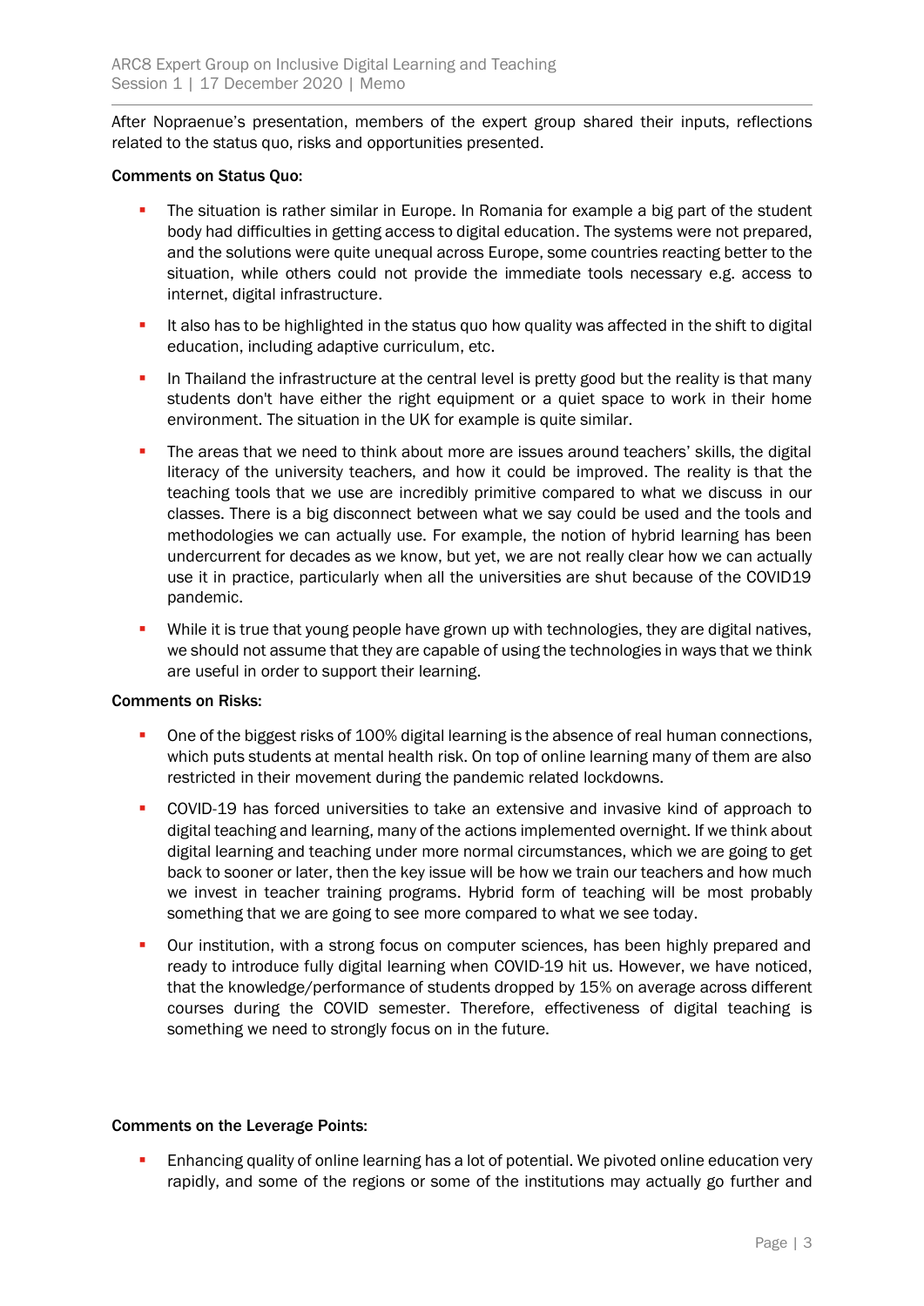After Nopraenue's presentation, members of the expert group shared their inputs, reflections related to the status quo, risks and opportunities presented.

**Comments on Status Quo:**

- The situation is rather similar in Europe. In Romania for example a big part of the student body had difficulties in getting access to digital education. The systems were not prepared, and the solutions were quite unequal across Europe, some countries reacting better to the situation, while others could not provide the immediate tools necessary e.g. access to internet, digital infrastructure.
- It also has to be highlighted in the status quo how quality was affected in the shift to digital education, including adaptive curriculum, etc.
- In Thailand the infrastructure at the central level is pretty good but the reality is that many students don't have either the right equipment or a quiet space to work in their home environment. The situation in the UK for example is quite similar.
- The areas that we need to think about more are issues around teachers' skills, the digital literacy of the university teachers, and how it could be improved. The reality is that the teaching tools that we use are incredibly primitive compared to what we discuss in our classes. There is a big disconnect between what we say could be used and the tools and methodologies we can actually use. For example, the notion of hybrid learning has been undercurrent for decades as we know, but yet, we are not really clear how we can actually use it in practice, particularly when all the universities are shut because of the COVID19 pandemic.
- While it is true that young people have grown up with technologies, they are digital natives, we should not assume that they are capable of using the technologies in ways that we think are useful in order to support their learning.

**Comments on Risks:**

- One of the biggest risks of 100% digital learning is the absence of real human connections, which puts students at mental health risk. On top of online learning many of them are also restricted in their movement during the pandemic related lockdowns.
- COVID-19 has forced universities to take an extensive and invasive kind of approach to digital teaching and learning, many of the actions implemented overnight. If we think about digital learning and teaching under more normal circumstances, which we are going to get back to sooner or later, then the key issue will be how we train our teachers and how much we invest in teacher training programs. Hybrid form of teaching will be most probably something that we are going to see more compared to what we see today.
- Our institution, with a strong focus on computer sciences, has been highly prepared and ready to introduce fully digital learning when COVID-19 hit us. However, we have noticed, that the knowledge/performance of students dropped by 15% on average across different courses during the COVID semester. Therefore, effectiveness of digital teaching is something we need to strongly focus on in the future.

**Comments on the Leverage Points:**

- Enhancing quality of online learning has a lot of potential. We pivoted online education very rapidly, and some of the regions or some of the institutions may actually go further and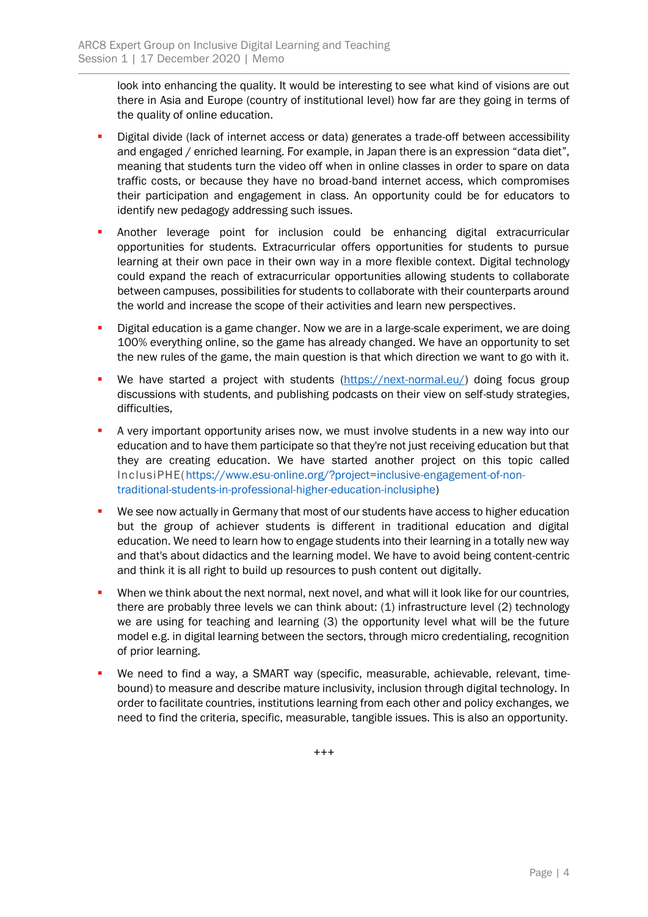look into enhancing the quality. It would be interesting to see what kind of visions are out there in Asia and Europe (country of institutional level) how far are they going in terms of the quality of online education.

- Digital divide (lack of internet access or data) generates a trade-off between accessibility and engaged / enriched learning. For example, in Japan there is an expression "data diet", meaning that students turn the video off when in online classes in order to spare on data traffic costs, or because they have no broad-band internet access, which compromises their participation and engagement in class. An opportunity could be for educators to identify new pedagogy addressing such issues.
- Another leverage point for inclusion could be enhancing digital extracurricular opportunities for students. Extracurricular offers opportunities for students to pursue learning at their own pace in their own way in a more flexible context. Digital technology could expand the reach of extracurricular opportunities allowing students to collaborate between campuses, possibilities for students to collaborate with their counterparts around the world and increase the scope of their activities and learn new perspectives.
- Digital education is a game changer. Now we are in a large-scale experiment, we are doing 100% everything online, so the game has already changed. We have an opportunity to set the new rules of the game, the main question is that which direction we want to go with it.
- We have started a project with students (https://next-normal.eu/) doing focus group discussions with students, and publishing podcasts on their view on self-study strategies, difficulties,
- A very important opportunity arises now, we must involve students in a new way into our education and to have them participate so that they're not just receiving education but that they are creating education. We have started another project on this topic called InclusiPHE(https://www.esu-online.org/?project=inclusive-engagement-of-non-traditional-students-in-professional-higher-education-inclusiphe)
- We see now actually in Germany that most of our students have access to higher education but the group of achiever students is different in traditional education and digital education. We need to learn how to engage students into their learning in a totally new way and that's about didactics and the learning model. We have to avoid being content-centric and think it is all right to build up resources to push content out digitally.
- When we think about the next normal, next novel, and what will it look like for our countries, there are probably three levels we can think about: (1) infrastructure level (2) technology we are using for teaching and learning (3) the opportunity level what will be the future model e.g. in digital learning between the sectors, through micro credentialing, recognition of prior learning.
- We need to find a way, a SMART way (specific, measurable, achievable, relevant, time-bound) to measure and describe mature inclusivity, inclusion through digital technology. In order to facilitate countries, institutions learning from each other and policy exchanges, we need to find the criteria, specific, measurable, tangible issues. This is also an opportunity.

+++